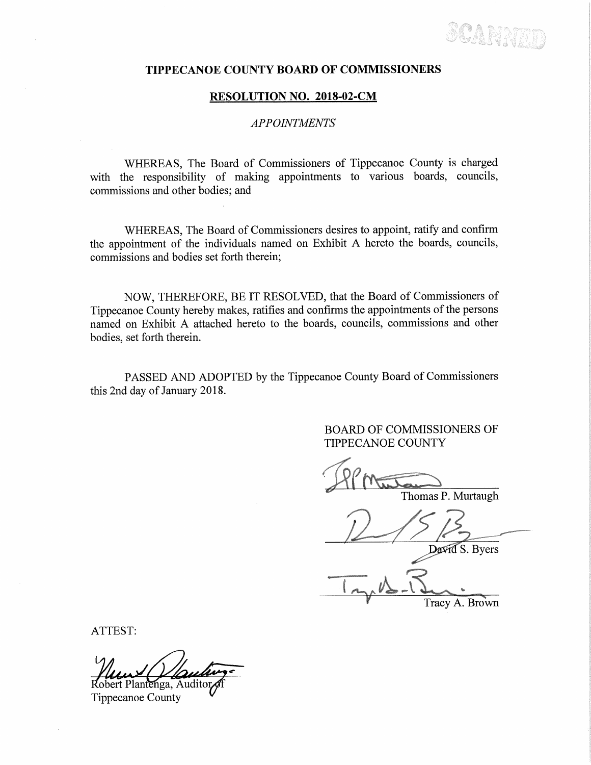# TIPPECANOE COUNTY BOARD OF COMMISSIONERS

## RESOLUTION NO. 2018-02-CM

*APPOINTMENTS*

WHEREAS, The Board of Commissioners of Tippecanoe County is charged with the responsibility of making appointments to various boards, councils, commissions and other bodies; and

WHEREAS, The Board of Commissioners desires to appoint, ratify and confirm the appointment of the individuals named on Exhibit A hereto the boards, councils, commissions and bodies set forth therein;

NOW, THEREFORE, BE IT RESOLVED, that the Board of Commissioners of Tippecanoe County hereby makes, ratifies and confirms the appointments of the persons named on Exhibit A attached hereto to the boards, councils, commissions and other bodies, set forth therein.

PASSED AND ADOPTED by the Tippecanoe County Board of Commissioners this 2nd day of January 2018.

BOARD OF COMMISSIONERS OF
TIPPECANOE COUNTY

Thomas P. Murtaugh

David S. Byers

Tracy A. Brown

ATTEST:

Robert Plantenga, Auditor of
Tippecanoe County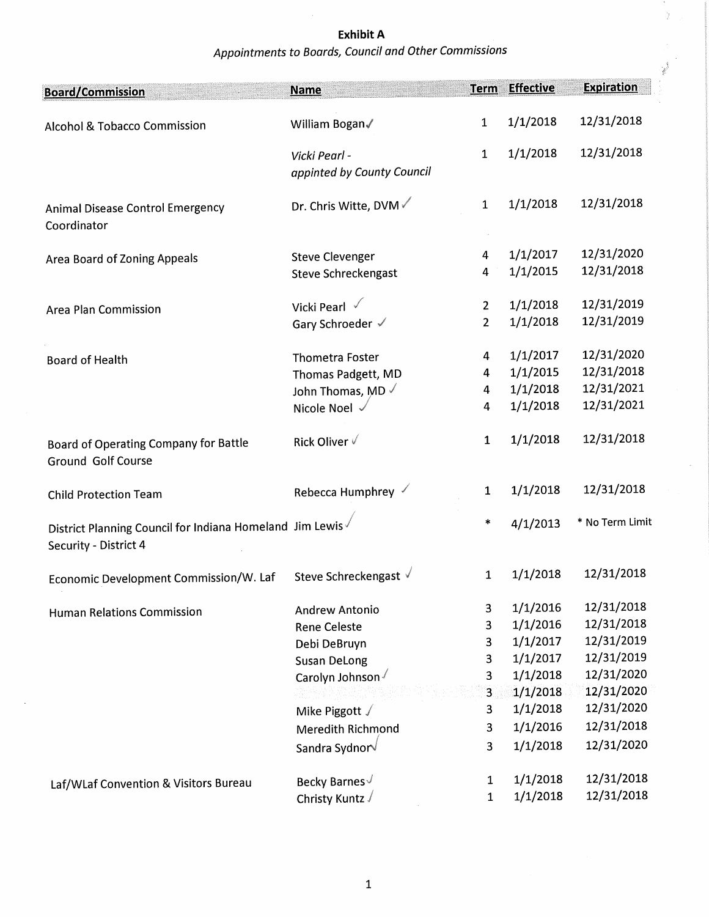**Exhibit A**

*Appointments to Boards, Council and Other Commissions*

| Board/Commission | Name | Term | Effective | Expiration |
|---|---|---|---|---|
| Alcohol & Tobacco Commission | William Bogan ✓ | 1 | 1/1/2018 | 12/31/2018 |
| | *Vicki Pearl - appinted by County Council* | 1 | 1/1/2018 | 12/31/2018 |
| Animal Disease Control Emergency Coordinator | Dr. Chris Witte, DVM ✓ | 1 | 1/1/2018 | 12/31/2018 |
| Area Board of Zoning Appeals | Steve Clevenger | 4 | 1/1/2017 | 12/31/2020 |
| | Steve Schreckengast | 4 | 1/1/2015 | 12/31/2018 |
| Area Plan Commission | Vicki Pearl ✓ | 2 | 1/1/2018 | 12/31/2019 |
| | Gary Schroeder ✓ | 2 | 1/1/2018 | 12/31/2019 |
| Board of Health | Thometra Foster | 4 | 1/1/2017 | 12/31/2020 |
| | Thomas Padgett, MD | 4 | 1/1/2015 | 12/31/2018 |
| | John Thomas, MD ✓ | 4 | 1/1/2018 | 12/31/2021 |
| | Nicole Noel ✓ | 4 | 1/1/2018 | 12/31/2021 |
| Board of Operating Company for Battle Ground Golf Course | Rick Oliver ✓ | 1 | 1/1/2018 | 12/31/2018 |
| Child Protection Team | Rebecca Humphrey ✓ | 1 | 1/1/2018 | 12/31/2018 |
| District Planning Council for Indiana Homeland Security - District 4 | Jim Lewis ✓ | * | 4/1/2013 | * No Term Limit |
| Economic Development Commission/W. Laf | Steve Schreckengast ✓ | 1 | 1/1/2018 | 12/31/2018 |
| Human Relations Commission | Andrew Antonio | 3 | 1/1/2016 | 12/31/2018 |
| | Rene Celeste | 3 | 1/1/2016 | 12/31/2018 |
| | Debi DeBruyn | 3 | 1/1/2017 | 12/31/2019 |
| | Susan DeLong | 3 | 1/1/2017 | 12/31/2019 |
| | Carolyn Johnson ✓ | 3 | 1/1/2018 | 12/31/2020 |
| | | 3 | 1/1/2018 | 12/31/2020 |
| | Mike Piggott ✓ | 3 | 1/1/2018 | 12/31/2020 |
| | Meredith Richmond | 3 | 1/1/2016 | 12/31/2018 |
| | Sandra Sydnor ✓ | 3 | 1/1/2018 | 12/31/2020 |
| Laf/WLaf Convention & Visitors Bureau | Becky Barnes ✓ | 1 | 1/1/2018 | 12/31/2018 |
| | Christy Kuntz ✓ | 1 | 1/1/2018 | 12/31/2018 |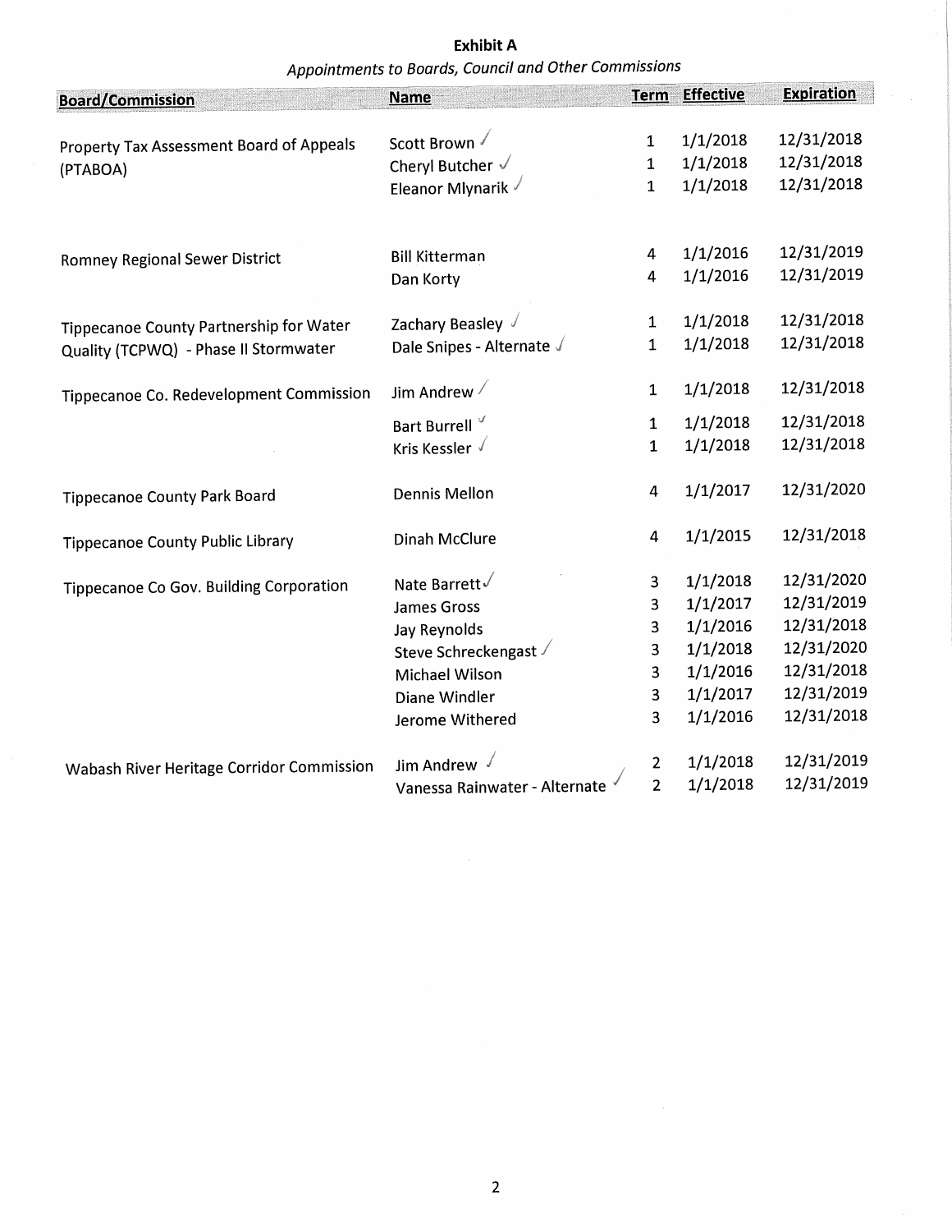**Exhibit A**

*Appointments to Boards, Council and Other Commissions*

| Board/Commission | Name | Term | Effective | Expiration |
|---|---|---|---|---|
| Property Tax Assessment Board of Appeals (PTABOA) | Scott Brown | 1 | 1/1/2018 | 12/31/2018 |
| | Cheryl Butcher | 1 | 1/1/2018 | 12/31/2018 |
| | Eleanor Mlynarik | 1 | 1/1/2018 | 12/31/2018 |
| Romney Regional Sewer District | Bill Kitterman | 4 | 1/1/2016 | 12/31/2019 |
| | Dan Korty | 4 | 1/1/2016 | 12/31/2019 |
| Tippecanoe County Partnership for Water Quality (TCPWQ) - Phase II Stormwater | Zachary Beasley | 1 | 1/1/2018 | 12/31/2018 |
| | Dale Snipes - Alternate | 1 | 1/1/2018 | 12/31/2018 |
| Tippecanoe Co. Redevelopment Commission | Jim Andrew | 1 | 1/1/2018 | 12/31/2018 |
| | Bart Burrell | 1 | 1/1/2018 | 12/31/2018 |
| | Kris Kessler | 1 | 1/1/2018 | 12/31/2018 |
| Tippecanoe County Park Board | Dennis Mellon | 4 | 1/1/2017 | 12/31/2020 |
| Tippecanoe County Public Library | Dinah McClure | 4 | 1/1/2015 | 12/31/2018 |
| Tippecanoe Co Gov. Building Corporation | Nate Barrett | 3 | 1/1/2018 | 12/31/2020 |
| | James Gross | 3 | 1/1/2017 | 12/31/2019 |
| | Jay Reynolds | 3 | 1/1/2016 | 12/31/2018 |
| | Steve Schreckengast | 3 | 1/1/2018 | 12/31/2020 |
| | Michael Wilson | 3 | 1/1/2016 | 12/31/2018 |
| | Diane Windler | 3 | 1/1/2017 | 12/31/2019 |
| | Jerome Withered | 3 | 1/1/2016 | 12/31/2018 |
| Wabash River Heritage Corridor Commission | Jim Andrew | 2 | 1/1/2018 | 12/31/2019 |
| | Vanessa Rainwater - Alternate | 2 | 1/1/2018 | 12/31/2019 |